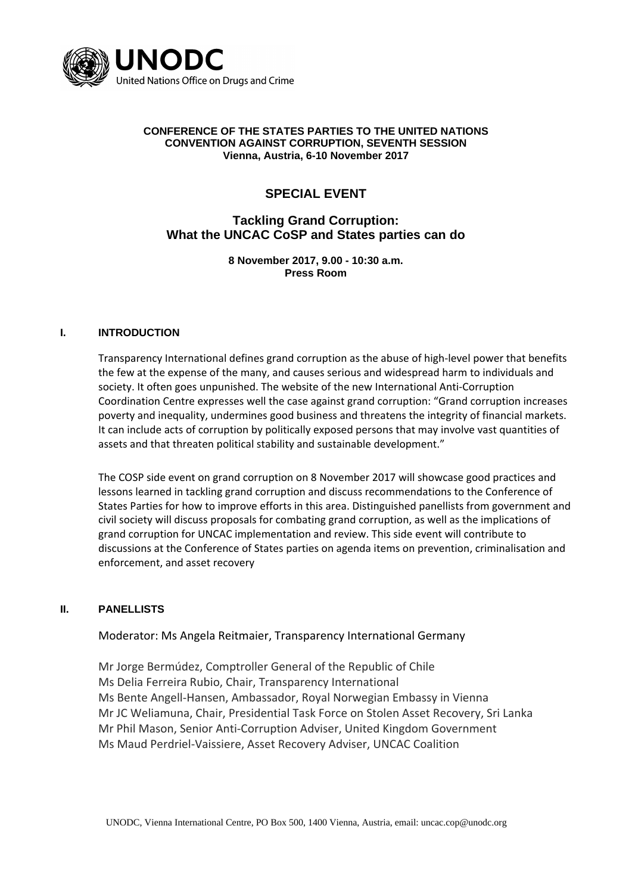**UNODC**
United Nations Office on Drugs and Crime

**CONFERENCE OF THE STATES PARTIES TO THE UNITED NATIONS CONVENTION AGAINST CORRUPTION, SEVENTH SESSION**
**Vienna, Austria, 6-10 November 2017**

# SPECIAL EVENT

## Tackling Grand Corruption: What the UNCAC CoSP and States parties can do

**8 November 2017, 9.00 - 10:30 a.m.**
**Press Room**

### I. INTRODUCTION

Transparency International defines grand corruption as the abuse of high-level power that benefits the few at the expense of the many, and causes serious and widespread harm to individuals and society. It often goes unpunished. The website of the new International Anti-Corruption Coordination Centre expresses well the case against grand corruption: "Grand corruption increases poverty and inequality, undermines good business and threatens the integrity of financial markets. It can include acts of corruption by politically exposed persons that may involve vast quantities of assets and that threaten political stability and sustainable development."

The COSP side event on grand corruption on 8 November 2017 will showcase good practices and lessons learned in tackling grand corruption and discuss recommendations to the Conference of States Parties for how to improve efforts in this area. Distinguished panellists from government and civil society will discuss proposals for combating grand corruption, as well as the implications of grand corruption for UNCAC implementation and review. This side event will contribute to discussions at the Conference of States parties on agenda items on prevention, criminalisation and enforcement, and asset recovery

### II. PANELLISTS

Moderator: Ms Angela Reitmaier, Transparency International Germany

Mr Jorge Bermúdez, Comptroller General of the Republic of Chile
Ms Delia Ferreira Rubio, Chair, Transparency International
Ms Bente Angell-Hansen, Ambassador, Royal Norwegian Embassy in Vienna
Mr JC Weliamuna, Chair, Presidential Task Force on Stolen Asset Recovery, Sri Lanka
Mr Phil Mason, Senior Anti-Corruption Adviser, United Kingdom Government
Ms Maud Perdriel-Vaissiere, Asset Recovery Adviser, UNCAC Coalition

UNODC, Vienna International Centre, PO Box 500, 1400 Vienna, Austria, email: uncac.cop@unodc.org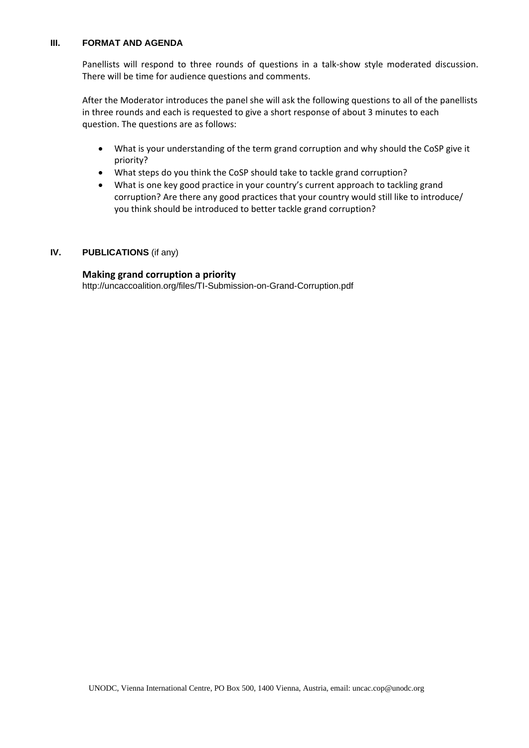## III. FORMAT AND AGENDA

Panellists will respond to three rounds of questions in a talk-show style moderated discussion. There will be time for audience questions and comments.

After the Moderator introduces the panel she will ask the following questions to all of the panellists in three rounds and each is requested to give a short response of about 3 minutes to each question. The questions are as follows:

- What is your understanding of the term grand corruption and why should the CoSP give it priority?
- What steps do you think the CoSP should take to tackle grand corruption?
- What is one key good practice in your country's current approach to tackling grand corruption? Are there any good practices that your country would still like to introduce/ you think should be introduced to better tackle grand corruption?

## IV. PUBLICATIONS (if any)

**Making grand corruption a priority**

http://uncaccoalition.org/files/TI-Submission-on-Grand-Corruption.pdf

UNODC, Vienna International Centre, PO Box 500, 1400 Vienna, Austria, email: uncac.cop@unodc.org